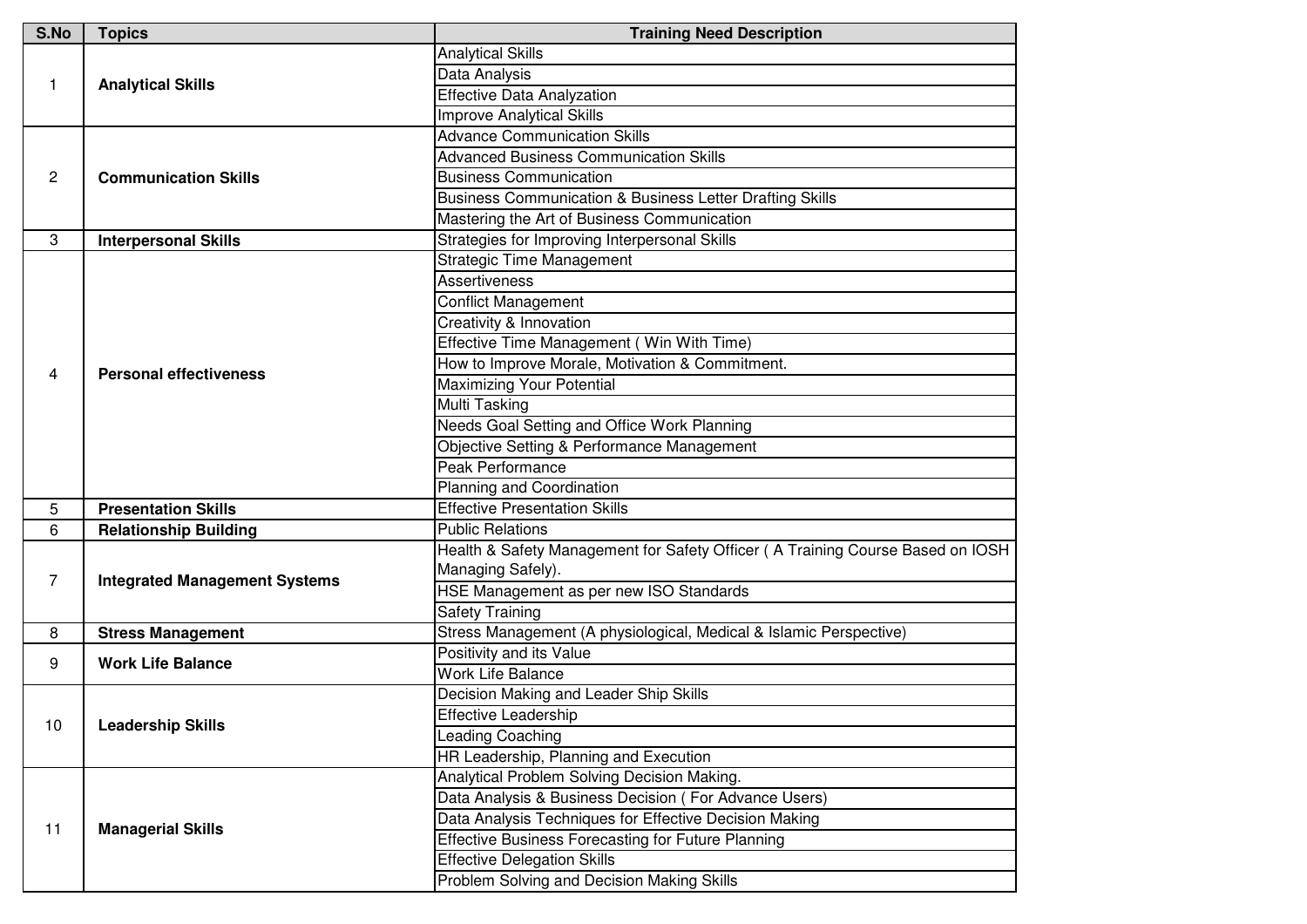| S.No | Topics | Training Need Description |
|---|---|---|
| 1 | **Analytical Skills** | Analytical Skills |
| | | Data Analysis |
| | | Effective Data Analyzation |
| | | Improve Analytical Skills |
| 2 | **Communication Skills** | Advance Communication Skills |
| | | Advanced Business Communication Skills |
| | | Business Communication |
| | | Business Communication & Business Letter Drafting Skills |
| | | Mastering the Art of Business Communication |
| 3 | **Interpersonal Skills** | Strategies for Improving Interpersonal Skills |
| 4 | **Personal effectiveness** | Strategic Time Management |
| | | Assertiveness |
| | | Conflict Management |
| | | Creativity & Innovation |
| | | Effective Time Management ( Win With Time) |
| | | How to Improve Morale, Motivation & Commitment. |
| | | Maximizing Your Potential |
| | | Multi Tasking |
| | | Needs Goal Setting and Office Work Planning |
| | | Objective Setting & Performance Management |
| | | Peak Performance |
| | | Planning and Coordination |
| 5 | **Presentation Skills** | Effective Presentation Skills |
| 6 | **Relationship Building** | Public Relations |
| 7 | **Integrated Management Systems** | Health & Safety Management for Safety Officer ( A Training Course Based on IOSH Managing Safely). |
| | | HSE Management as per new ISO Standards |
| | | Safety Training |
| 8 | **Stress Management** | Stress Management (A physiological, Medical & Islamic Perspective) |
| 9 | **Work Life Balance** | Positivity and its Value |
| | | Work Life Balance |
| 10 | **Leadership Skills** | Decision Making and Leader Ship Skills |
| | | Effective Leadership |
| | | Leading Coaching |
| | | HR Leadership, Planning and Execution |
| 11 | **Managerial Skills** | Analytical Problem Solving Decision Making. |
| | | Data Analysis & Business Decision ( For Advance Users) |
| | | Data Analysis Techniques for Effective Decision Making |
| | | Effective Business Forecasting for Future Planning |
| | | Effective Delegation Skills |
| | | Problem Solving and Decision Making Skills |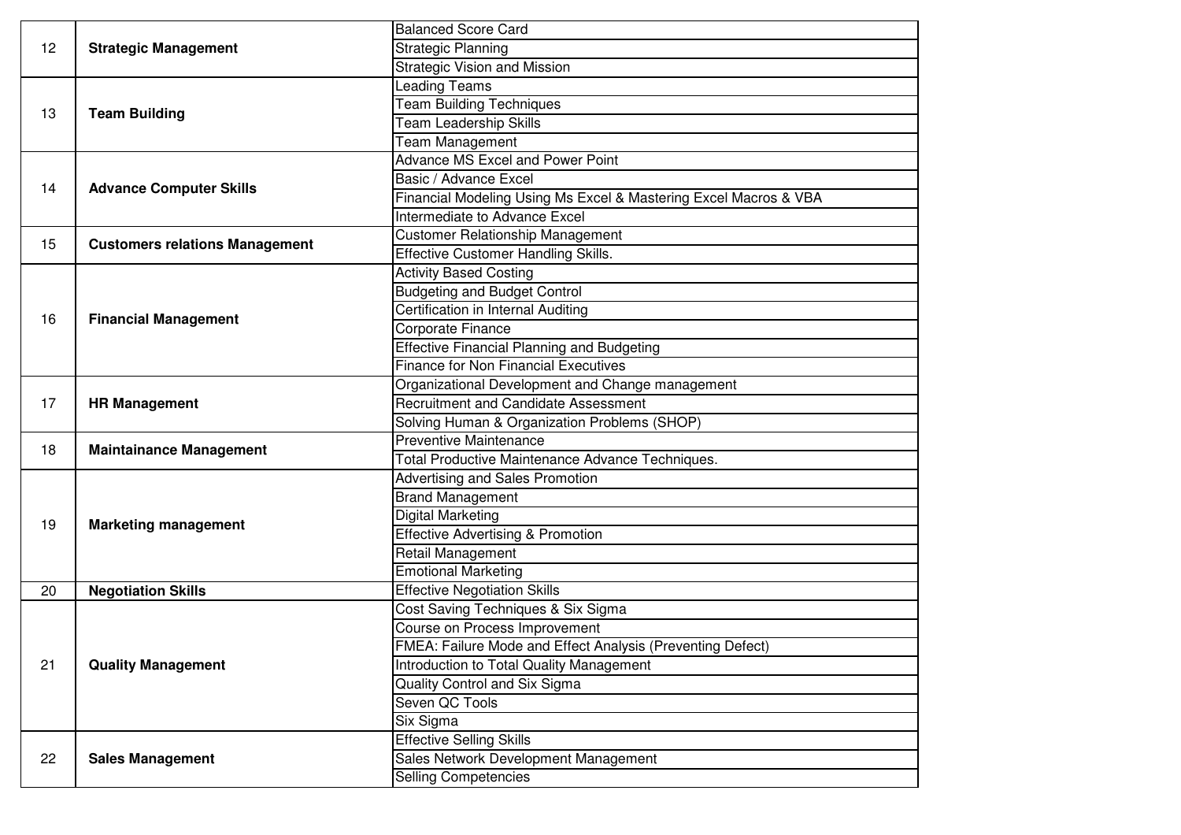| | | |
|---|---|---|
| 12 | **Strategic Management** | Balanced Score Card |
| | | Strategic Planning |
| | | Strategic Vision and Mission |
| 13 | **Team Building** | Leading Teams |
| | | Team Building Techniques |
| | | Team Leadership Skills |
| | | Team Management |
| 14 | **Advance Computer Skills** | Advance MS Excel and Power Point |
| | | Basic / Advance Excel |
| | | Financial Modeling Using Ms Excel & Mastering Excel Macros & VBA |
| | | Intermediate to Advance Excel |
| 15 | **Customers relations Management** | Customer Relationship Management |
| | | Effective Customer Handling Skills. |
| 16 | **Financial Management** | Activity Based Costing |
| | | Budgeting and Budget Control |
| | | Certification in Internal Auditing |
| | | Corporate Finance |
| | | Effective Financial Planning and Budgeting |
| | | Finance for Non Financial Executives |
| 17 | **HR Management** | Organizational Development and Change management |
| | | Recruitment and Candidate Assessment |
| | | Solving Human & Organization Problems (SHOP) |
| 18 | **Maintainance Management** | Preventive Maintenance |
| | | Total Productive Maintenance Advance Techniques. |
| 19 | **Marketing management** | Advertising and Sales Promotion |
| | | Brand Management |
| | | Digital Marketing |
| | | Effective Advertising & Promotion |
| | | Retail Management |
| | | Emotional Marketing |
| 20 | **Negotiation Skills** | Effective Negotiation Skills |
| 21 | **Quality Management** | Cost Saving Techniques & Six Sigma |
| | | Course on Process Improvement |
| | | FMEA: Failure Mode and Effect Analysis (Preventing Defect) |
| | | Introduction to Total Quality Management |
| | | Quality Control and Six Sigma |
| | | Seven QC Tools |
| | | Six Sigma |
| 22 | **Sales Management** | Effective Selling Skills |
| | | Sales Network Development Management |
| | | Selling Competencies |